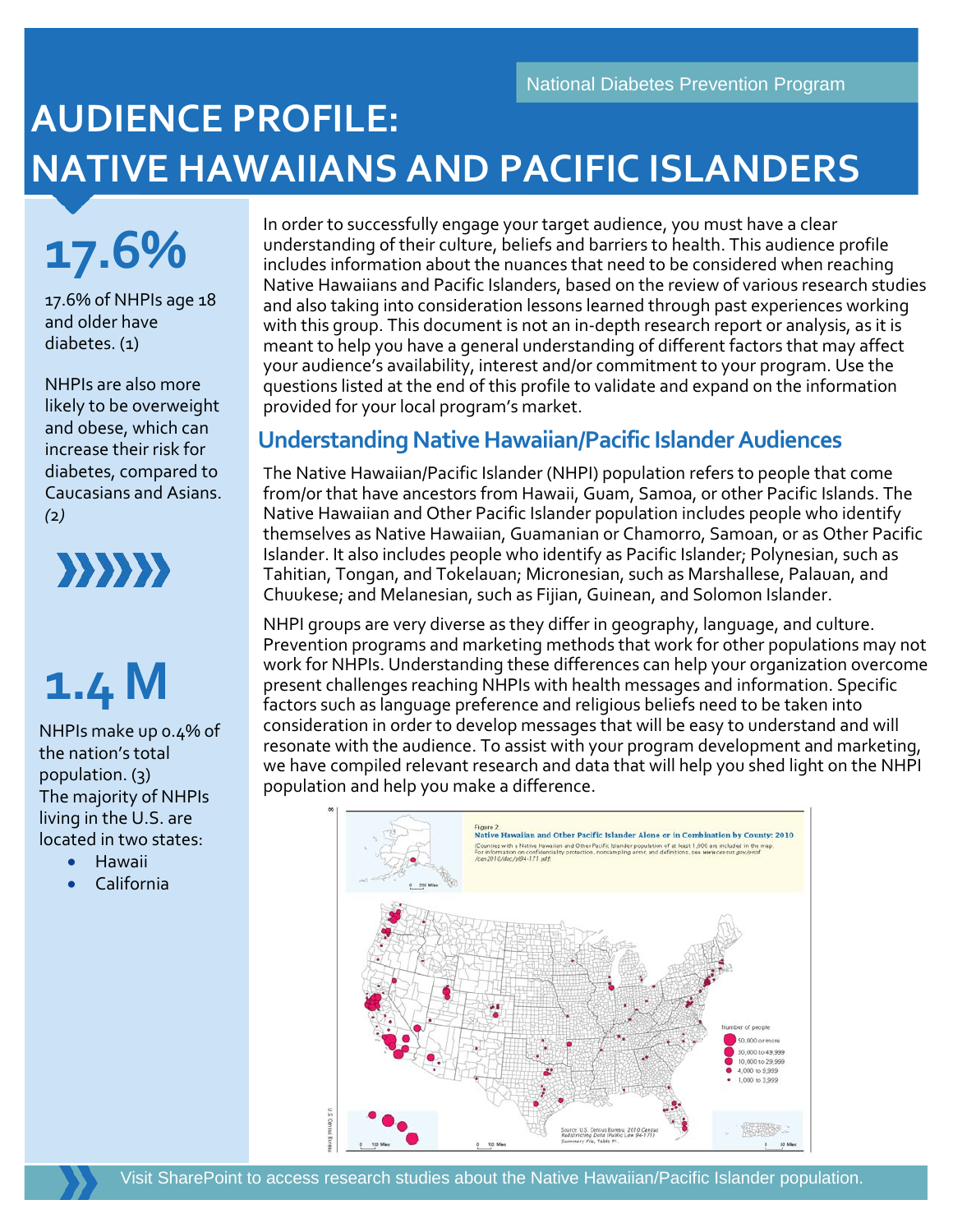National Diabetes Prevention Program

# AUDIENCE PROFILE: NATIVE HAWAIIANS AND PACIFIC ISLANDERS

**17.6%**

17.6% of NHPIs age 18 and older have diabetes. (1)

NHPIs are also more likely to be overweight and obese, which can increase their risk for diabetes, compared to Caucasians and Asians. *(2)*

**1.4 M**

NHPIs make up 0.4% of the nation's total population. (3) The majority of NHPIs living in the U.S. are located in two states:

- Hawaii
- California

In order to successfully engage your target audience, you must have a clear understanding of their culture, beliefs and barriers to health. This audience profile includes information about the nuances that need to be considered when reaching Native Hawaiians and Pacific Islanders, based on the review of various research studies and also taking into consideration lessons learned through past experiences working with this group. This document is not an in-depth research report or analysis, as it is meant to help you have a general understanding of different factors that may affect your audience's availability, interest and/or commitment to your program. Use the questions listed at the end of this profile to validate and expand on the information provided for your local program's market.

## Understanding Native Hawaiian/Pacific Islander Audiences

The Native Hawaiian/Pacific Islander (NHPI) population refers to people that come from/or that have ancestors from Hawaii, Guam, Samoa, or other Pacific Islands. The Native Hawaiian and Other Pacific Islander population includes people who identify themselves as Native Hawaiian, Guamanian or Chamorro, Samoan, or as Other Pacific Islander. It also includes people who identify as Pacific Islander; Polynesian, such as Tahitian, Tongan, and Tokelauan; Micronesian, such as Marshallese, Palauan, and Chuukese; and Melanesian, such as Fijian, Guinean, and Solomon Islander.

NHPI groups are very diverse as they differ in geography, language, and culture. Prevention programs and marketing methods that work for other populations may not work for NHPIs. Understanding these differences can help your organization overcome present challenges reaching NHPIs with health messages and information. Specific factors such as language preference and religious beliefs need to be taken into consideration in order to develop messages that will be easy to understand and will resonate with the audience. To assist with your program development and marketing, we have compiled relevant research and data that will help you shed light on the NHPI population and help you make a difference.

Figure 2.
Native Hawaiian and Other Pacific Islander Alone or in Combination by County: 2010
(Counties with a Native Hawaiian and Other Pacific Islander population of at least 1,000 are included in the map. For information on confidentiality protection, nonsampling error, and definitions, see www.census.gov/prod/cen2010/doc/pl94-171.pdf)

Number of people: 50,000 or more; 30,000 to 49,999; 10,000 to 29,999; 4,000 to 9,999; 1,000 to 3,999

Source: U.S. Census Bureau, 2010 Census Redistricting Data (Public Law 94-171) Summary File, Table P1.

Visit SharePoint to access research studies about the Native Hawaiian/Pacific Islander population.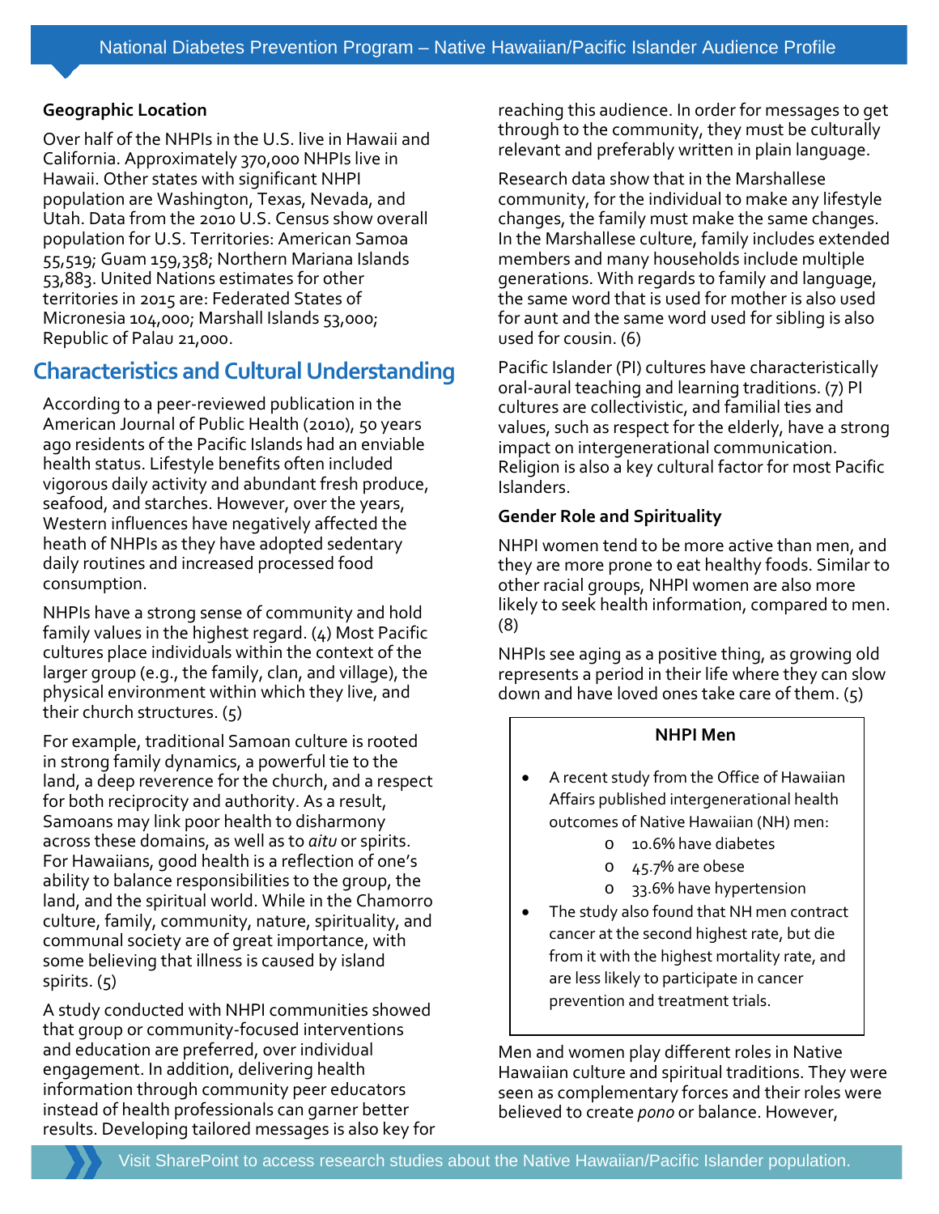### Geographic Location

Over half of the NHPIs in the U.S. live in Hawaii and California. Approximately 370,000 NHPIs live in Hawaii. Other states with significant NHPI population are Washington, Texas, Nevada, and Utah. Data from the 2010 U.S. Census show overall population for U.S. Territories: American Samoa 55,519; Guam 159,358; Northern Mariana Islands 53,883. United Nations estimates for other territories in 2015 are: Federated States of Micronesia 104,000; Marshall Islands 53,000; Republic of Palau 21,000.

## Characteristics and Cultural Understanding

According to a peer-reviewed publication in the American Journal of Public Health (2010), 50 years ago residents of the Pacific Islands had an enviable health status. Lifestyle benefits often included vigorous daily activity and abundant fresh produce, seafood, and starches. However, over the years, Western influences have negatively affected the heath of NHPIs as they have adopted sedentary daily routines and increased processed food consumption.

NHPIs have a strong sense of community and hold family values in the highest regard. (4) Most Pacific cultures place individuals within the context of the larger group (e.g., the family, clan, and village), the physical environment within which they live, and their church structures. (5)

For example, traditional Samoan culture is rooted in strong family dynamics, a powerful tie to the land, a deep reverence for the church, and a respect for both reciprocity and authority. As a result, Samoans may link poor health to disharmony across these domains, as well as to *aitu* or spirits. For Hawaiians, good health is a reflection of one's ability to balance responsibilities to the group, the land, and the spiritual world. While in the Chamorro culture, family, community, nature, spirituality, and communal society are of great importance, with some believing that illness is caused by island spirits. (5)

A study conducted with NHPI communities showed that group or community-focused interventions and education are preferred, over individual engagement. In addition, delivering health information through community peer educators instead of health professionals can garner better results. Developing tailored messages is also key for reaching this audience. In order for messages to get through to the community, they must be culturally relevant and preferably written in plain language.

Research data show that in the Marshallese community, for the individual to make any lifestyle changes, the family must make the same changes. In the Marshallese culture, family includes extended members and many households include multiple generations. With regards to family and language, the same word that is used for mother is also used for aunt and the same word used for sibling is also used for cousin. (6)

Pacific Islander (PI) cultures have characteristically oral-aural teaching and learning traditions. (7) PI cultures are collectivistic, and familial ties and values, such as respect for the elderly, have a strong impact on intergenerational communication. Religion is also a key cultural factor for most Pacific Islanders.

### Gender Role and Spirituality

NHPI women tend to be more active than men, and they are more prone to eat healthy foods. Similar to other racial groups, NHPI women are also more likely to seek health information, compared to men. (8)

NHPIs see aging as a positive thing, as growing old represents a period in their life where they can slow down and have loved ones take care of them. (5)

**NHPI Men**

- A recent study from the Office of Hawaiian Affairs published intergenerational health outcomes of Native Hawaiian (NH) men:
  - 10.6% have diabetes
  - 45.7% are obese
  - 33.6% have hypertension
- The study also found that NH men contract cancer at the second highest rate, but die from it with the highest mortality rate, and are less likely to participate in cancer prevention and treatment trials.

Men and women play different roles in Native Hawaiian culture and spiritual traditions. They were seen as complementary forces and their roles were believed to create *pono* or balance. However,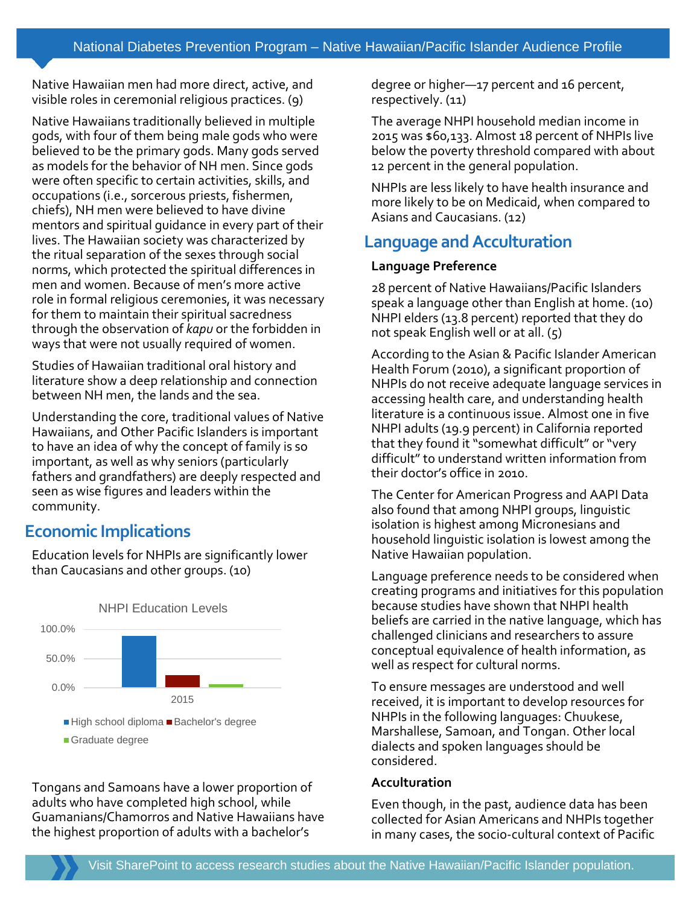Native Hawaiian men had more direct, active, and visible roles in ceremonial religious practices. (9)

Native Hawaiians traditionally believed in multiple gods, with four of them being male gods who were believed to be the primary gods. Many gods served as models for the behavior of NH men. Since gods were often specific to certain activities, skills, and occupations (i.e., sorcerous priests, fishermen, chiefs), NH men were believed to have divine mentors and spiritual guidance in every part of their lives. The Hawaiian society was characterized by the ritual separation of the sexes through social norms, which protected the spiritual differences in men and women. Because of men's more active role in formal religious ceremonies, it was necessary for them to maintain their spiritual sacredness through the observation of *kapu* or the forbidden in ways that were not usually required of women.

Studies of Hawaiian traditional oral history and literature show a deep relationship and connection between NH men, the lands and the sea.

Understanding the core, traditional values of Native Hawaiians, and Other Pacific Islanders is important to have an idea of why the concept of family is so important, as well as why seniors (particularly fathers and grandfathers) are deeply respected and seen as wise figures and leaders within the community.

## Economic Implications

Education levels for NHPIs are significantly lower than Caucasians and other groups. (10)

NHPI Education Levels

| 2015 | High school diploma | Bachelor's degree | Graduate degree |
|---|---|---|---|
| Approx. | ~88% | ~20% | ~5% |

Tongans and Samoans have a lower proportion of adults who have completed high school, while Guamanians/Chamorros and Native Hawaiians have the highest proportion of adults with a bachelor's degree or higher—17 percent and 16 percent, respectively. (11)

The average NHPI household median income in 2015 was $60,133. Almost 18 percent of NHPIs live below the poverty threshold compared with about 12 percent in the general population.

NHPIs are less likely to have health insurance and more likely to be on Medicaid, when compared to Asians and Caucasians. (12)

## Language and Acculturation

### Language Preference

28 percent of Native Hawaiians/Pacific Islanders speak a language other than English at home. (10) NHPI elders (13.8 percent) reported that they do not speak English well or at all. (5)

According to the Asian & Pacific Islander American Health Forum (2010), a significant proportion of NHPIs do not receive adequate language services in accessing health care, and understanding health literature is a continuous issue. Almost one in five NHPI adults (19.9 percent) in California reported that they found it "somewhat difficult" or "very difficult" to understand written information from their doctor's office in 2010.

The Center for American Progress and AAPI Data also found that among NHPI groups, linguistic isolation is highest among Micronesians and household linguistic isolation is lowest among the Native Hawaiian population.

Language preference needs to be considered when creating programs and initiatives for this population because studies have shown that NHPI health beliefs are carried in the native language, which has challenged clinicians and researchers to assure conceptual equivalence of health information, as well as respect for cultural norms.

To ensure messages are understood and well received, it is important to develop resources for NHPIs in the following languages: Chuukese, Marshallese, Samoan, and Tongan. Other local dialects and spoken languages should be considered.

### Acculturation

Even though, in the past, audience data has been collected for Asian Americans and NHPIs together in many cases, the socio-cultural context of Pacific

Visit SharePoint to access research studies about the Native Hawaiian/Pacific Islander population.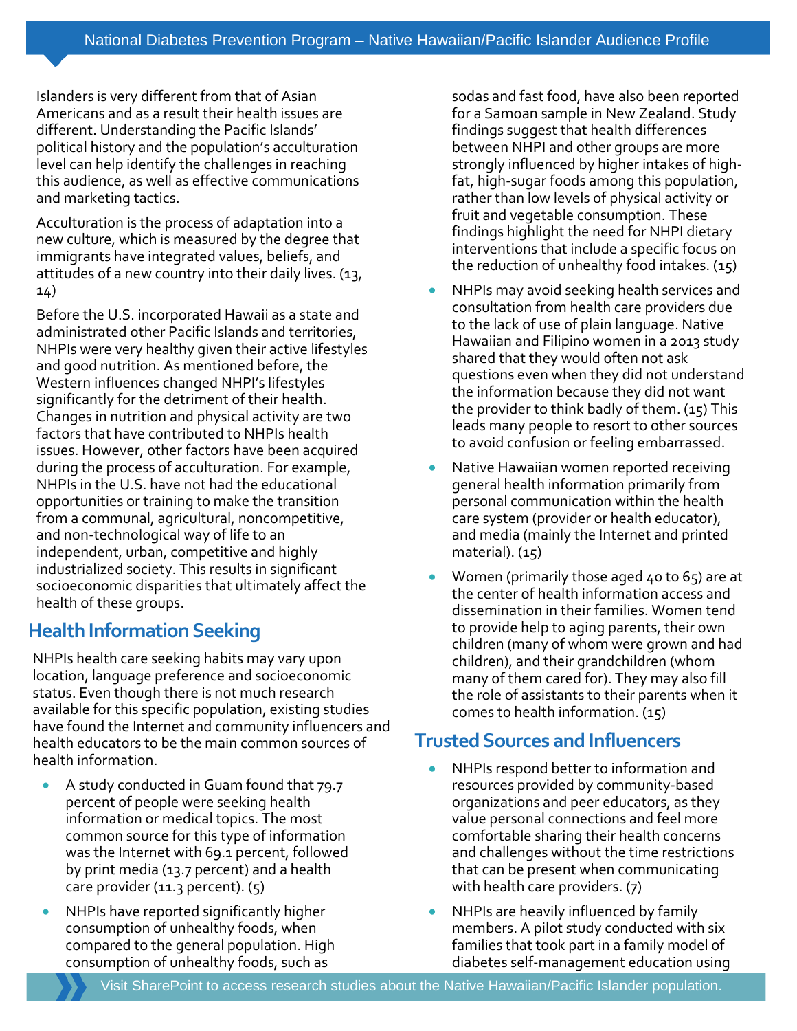Islanders is very different from that of Asian Americans and as a result their health issues are different. Understanding the Pacific Islands' political history and the population's acculturation level can help identify the challenges in reaching this audience, as well as effective communications and marketing tactics.

Acculturation is the process of adaptation into a new culture, which is measured by the degree that immigrants have integrated values, beliefs, and attitudes of a new country into their daily lives. (13, 14)

Before the U.S. incorporated Hawaii as a state and administrated other Pacific Islands and territories, NHPIs were very healthy given their active lifestyles and good nutrition. As mentioned before, the Western influences changed NHPI's lifestyles significantly for the detriment of their health. Changes in nutrition and physical activity are two factors that have contributed to NHPIs health issues. However, other factors have been acquired during the process of acculturation. For example, NHPIs in the U.S. have not had the educational opportunities or training to make the transition from a communal, agricultural, noncompetitive, and non-technological way of life to an independent, urban, competitive and highly industrialized society. This results in significant socioeconomic disparities that ultimately affect the health of these groups.

## Health Information Seeking

NHPIs health care seeking habits may vary upon location, language preference and socioeconomic status. Even though there is not much research available for this specific population, existing studies have found the Internet and community influencers and health educators to be the main common sources of health information.

- A study conducted in Guam found that 79.7 percent of people were seeking health information or medical topics. The most common source for this type of information was the Internet with 69.1 percent, followed by print media (13.7 percent) and a health care provider (11.3 percent). (5)
- NHPIs have reported significantly higher consumption of unhealthy foods, when compared to the general population. High consumption of unhealthy foods, such as sodas and fast food, have also been reported for a Samoan sample in New Zealand. Study findings suggest that health differences between NHPI and other groups are more strongly influenced by higher intakes of high-fat, high-sugar foods among this population, rather than low levels of physical activity or fruit and vegetable consumption. These findings highlight the need for NHPI dietary interventions that include a specific focus on the reduction of unhealthy food intakes. (15)
- NHPIs may avoid seeking health services and consultation from health care providers due to the lack of use of plain language. Native Hawaiian and Filipino women in a 2013 study shared that they would often not ask questions even when they did not understand the information because they did not want the provider to think badly of them. (15) This leads many people to resort to other sources to avoid confusion or feeling embarrassed.
- Native Hawaiian women reported receiving general health information primarily from personal communication within the health care system (provider or health educator), and media (mainly the Internet and printed material). (15)
- Women (primarily those aged 40 to 65) are at the center of health information access and dissemination in their families. Women tend to provide help to aging parents, their own children (many of whom were grown and had children), and their grandchildren (whom many of them cared for). They may also fill the role of assistants to their parents when it comes to health information. (15)

## Trusted Sources and Influencers

- NHPIs respond better to information and resources provided by community-based organizations and peer educators, as they value personal connections and feel more comfortable sharing their health concerns and challenges without the time restrictions that can be present when communicating with health care providers. (7)
- NHPIs are heavily influenced by family members. A pilot study conducted with six families that took part in a family model of diabetes self-management education using

Visit SharePoint to access research studies about the Native Hawaiian/Pacific Islander population.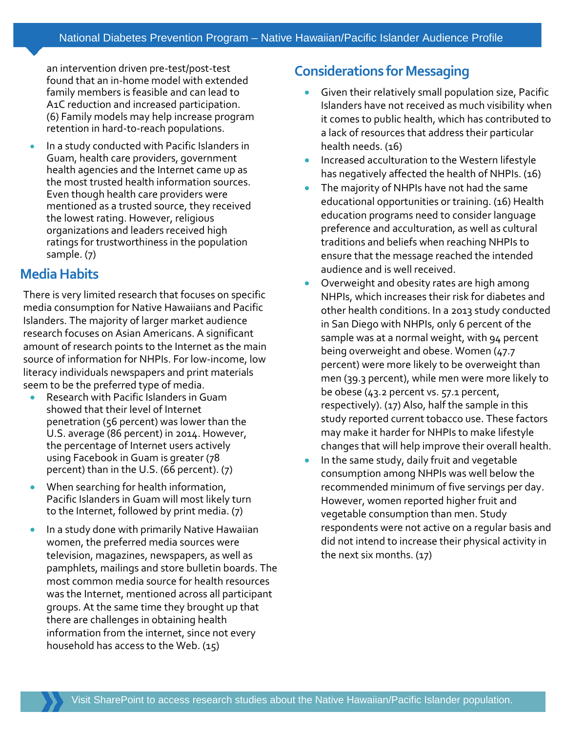an intervention driven pre-test/post-test found that an in-home model with extended family members is feasible and can lead to A1C reduction and increased participation. (6) Family models may help increase program retention in hard-to-reach populations.

- In a study conducted with Pacific Islanders in Guam, health care providers, government health agencies and the Internet came up as the most trusted health information sources. Even though health care providers were mentioned as a trusted source, they received the lowest rating. However, religious organizations and leaders received high ratings for trustworthiness in the population sample. (7)

## Media Habits

There is very limited research that focuses on specific media consumption for Native Hawaiians and Pacific Islanders. The majority of larger market audience research focuses on Asian Americans. A significant amount of research points to the Internet as the main source of information for NHPIs. For low-income, low literacy individuals newspapers and print materials seem to be the preferred type of media.

- Research with Pacific Islanders in Guam showed that their level of Internet penetration (56 percent) was lower than the U.S. average (86 percent) in 2014. However, the percentage of Internet users actively using Facebook in Guam is greater (78 percent) than in the U.S. (66 percent). (7)
- When searching for health information, Pacific Islanders in Guam will most likely turn to the Internet, followed by print media. (7)
- In a study done with primarily Native Hawaiian women, the preferred media sources were television, magazines, newspapers, as well as pamphlets, mailings and store bulletin boards. The most common media source for health resources was the Internet, mentioned across all participant groups. At the same time they brought up that there are challenges in obtaining health information from the internet, since not every household has access to the Web. (15)

## Considerations for Messaging

- Given their relatively small population size, Pacific Islanders have not received as much visibility when it comes to public health, which has contributed to a lack of resources that address their particular health needs. (16)
- Increased acculturation to the Western lifestyle has negatively affected the health of NHPIs. (16)
- The majority of NHPIs have not had the same educational opportunities or training. (16) Health education programs need to consider language preference and acculturation, as well as cultural traditions and beliefs when reaching NHPIs to ensure that the message reached the intended audience and is well received.
- Overweight and obesity rates are high among NHPIs, which increases their risk for diabetes and other health conditions. In a 2013 study conducted in San Diego with NHPIs, only 6 percent of the sample was at a normal weight, with 94 percent being overweight and obese. Women (47.7 percent) were more likely to be overweight than men (39.3 percent), while men were more likely to be obese (43.2 percent vs. 57.1 percent, respectively). (17) Also, half the sample in this study reported current tobacco use. These factors may make it harder for NHPIs to make lifestyle changes that will help improve their overall health.
- In the same study, daily fruit and vegetable consumption among NHPIs was well below the recommended minimum of five servings per day. However, women reported higher fruit and vegetable consumption than men. Study respondents were not active on a regular basis and did not intend to increase their physical activity in the next six months. (17)

Visit SharePoint to access research studies about the Native Hawaiian/Pacific Islander population.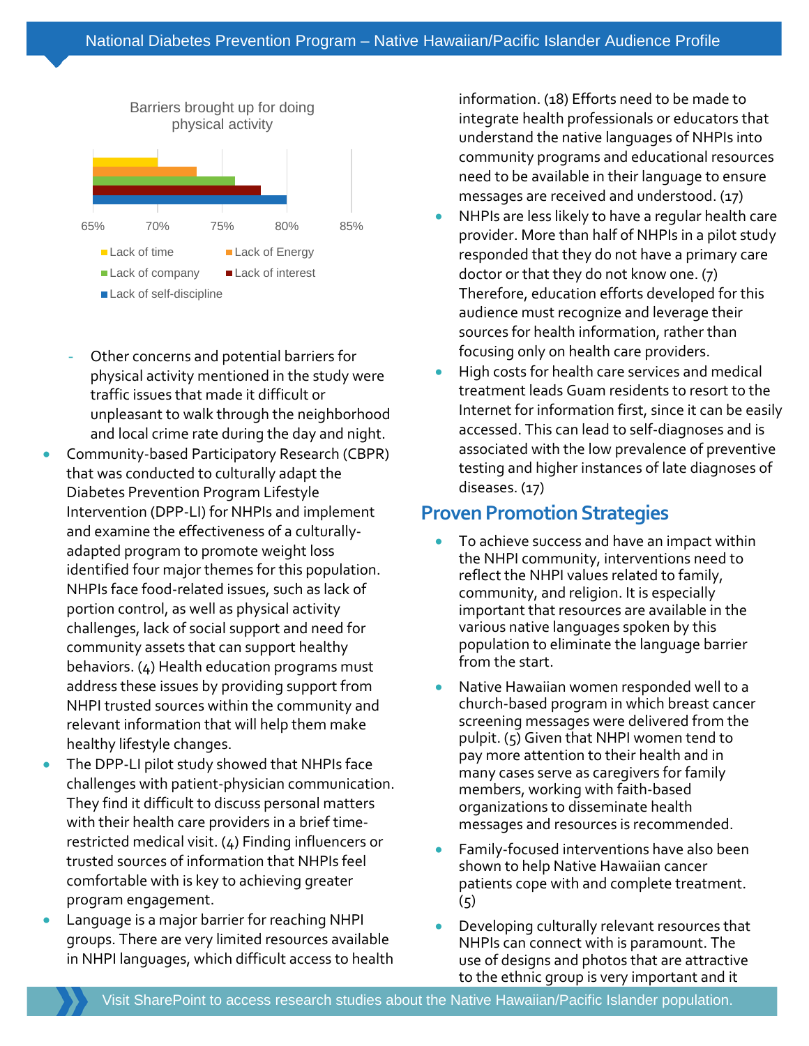Barriers brought up for doing physical activity

| Barrier | Approximate % |
| --- | --- |
| Lack of time | 70% |
| Lack of Energy | 73% |
| Lack of company | 76% |
| Lack of interest | 78% |
| Lack of self-discipline | 80% |

- Other concerns and potential barriers for physical activity mentioned in the study were traffic issues that made it difficult or unpleasant to walk through the neighborhood and local crime rate during the day and night.

- Community-based Participatory Research (CBPR) that was conducted to culturally adapt the Diabetes Prevention Program Lifestyle Intervention (DPP-LI) for NHPIs and implement and examine the effectiveness of a culturally-adapted program to promote weight loss identified four major themes for this population. NHPIs face food-related issues, such as lack of portion control, as well as physical activity challenges, lack of social support and need for community assets that can support healthy behaviors. (4) Health education programs must address these issues by providing support from NHPI trusted sources within the community and relevant information that will help them make healthy lifestyle changes.
- The DPP-LI pilot study showed that NHPIs face challenges with patient-physician communication. They find it difficult to discuss personal matters with their health care providers in a brief time-restricted medical visit. (4) Finding influencers or trusted sources of information that NHPIs feel comfortable with is key to achieving greater program engagement.
- Language is a major barrier for reaching NHPI groups. There are very limited resources available in NHPI languages, which difficult access to health information. (18) Efforts need to be made to integrate health professionals or educators that understand the native languages of NHPIs into community programs and educational resources need to be available in their language to ensure messages are received and understood. (17)
- NHPIs are less likely to have a regular health care provider. More than half of NHPIs in a pilot study responded that they do not have a primary care doctor or that they do not know one. (7) Therefore, education efforts developed for this audience must recognize and leverage their sources for health information, rather than focusing only on health care providers.
- High costs for health care services and medical treatment leads Guam residents to resort to the Internet for information first, since it can be easily accessed. This can lead to self-diagnoses and is associated with the low prevalence of preventive testing and higher instances of late diagnoses of diseases. (17)

## Proven Promotion Strategies

- To achieve success and have an impact within the NHPI community, interventions need to reflect the NHPI values related to family, community, and religion. It is especially important that resources are available in the various native languages spoken by this population to eliminate the language barrier from the start.
- Native Hawaiian women responded well to a church-based program in which breast cancer screening messages were delivered from the pulpit. (5) Given that NHPI women tend to pay more attention to their health and in many cases serve as caregivers for family members, working with faith-based organizations to disseminate health messages and resources is recommended.
- Family-focused interventions have also been shown to help Native Hawaiian cancer patients cope with and complete treatment. (5)
- Developing culturally relevant resources that NHPIs can connect with is paramount. The use of designs and photos that are attractive to the ethnic group is very important and it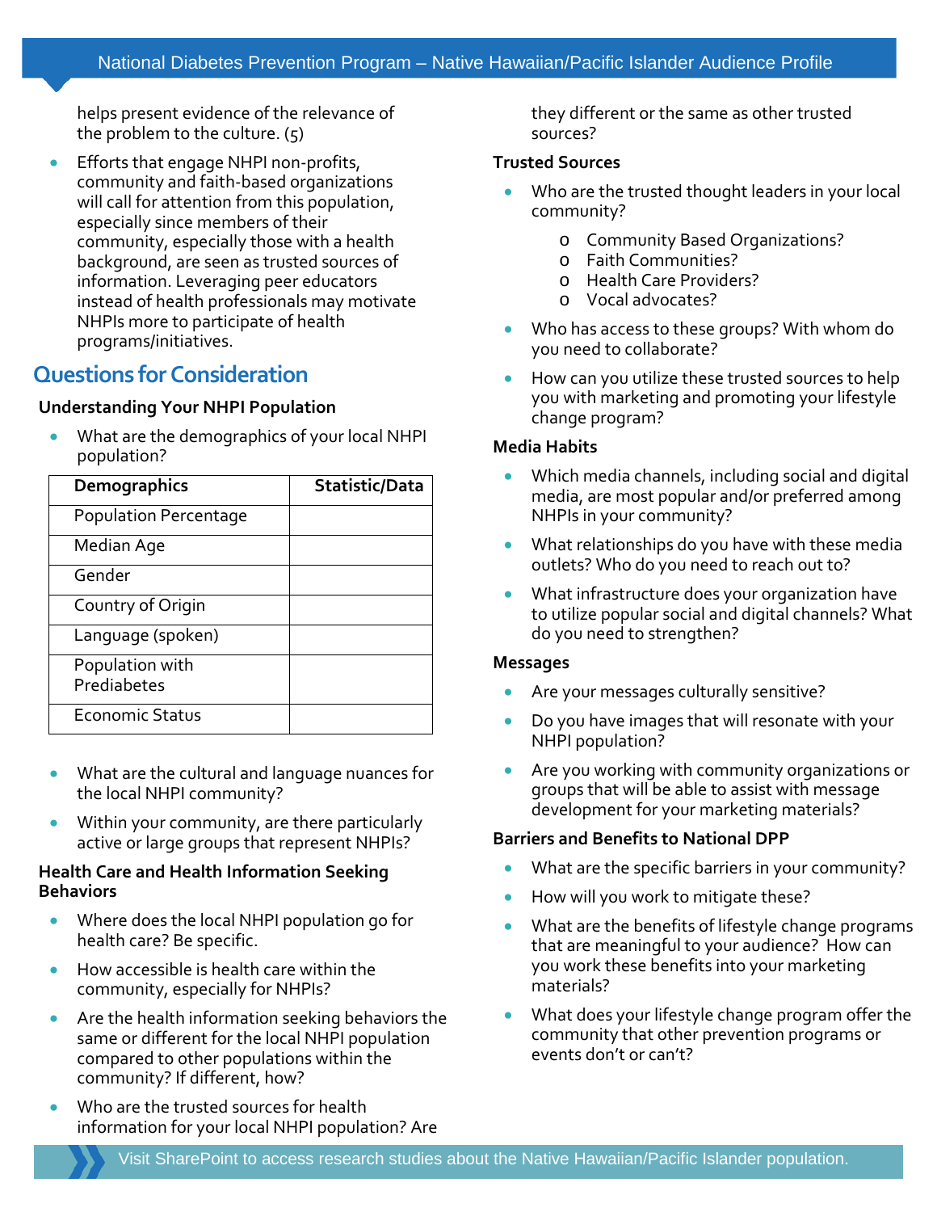helps present evidence of the relevance of the problem to the culture. (5)

- Efforts that engage NHPI non-profits, community and faith-based organizations will call for attention from this population, especially since members of their community, especially those with a health background, are seen as trusted sources of information. Leveraging peer educators instead of health professionals may motivate NHPIs more to participate of health programs/initiatives.

## Questions for Consideration

### Understanding Your NHPI Population

- What are the demographics of your local NHPI population?

| Demographics | Statistic/Data |
|---|---|
| Population Percentage | |
| Median Age | |
| Gender | |
| Country of Origin | |
| Language (spoken) | |
| Population with Prediabetes | |
| Economic Status | |

- What are the cultural and language nuances for the local NHPI community?
- Within your community, are there particularly active or large groups that represent NHPIs?

### Health Care and Health Information Seeking Behaviors

- Where does the local NHPI population go for health care? Be specific.
- How accessible is health care within the community, especially for NHPIs?
- Are the health information seeking behaviors the same or different for the local NHPI population compared to other populations within the community? If different, how?
- Who are the trusted sources for health information for your local NHPI population? Are they different or the same as other trusted sources?

### Trusted Sources

- Who are the trusted thought leaders in your local community?
  - Community Based Organizations?
  - Faith Communities?
  - Health Care Providers?
  - Vocal advocates?
- Who has access to these groups? With whom do you need to collaborate?
- How can you utilize these trusted sources to help you with marketing and promoting your lifestyle change program?

### Media Habits

- Which media channels, including social and digital media, are most popular and/or preferred among NHPIs in your community?
- What relationships do you have with these media outlets? Who do you need to reach out to?
- What infrastructure does your organization have to utilize popular social and digital channels? What do you need to strengthen?

### Messages

- Are your messages culturally sensitive?
- Do you have images that will resonate with your NHPI population?
- Are you working with community organizations or groups that will be able to assist with message development for your marketing materials?

### Barriers and Benefits to National DPP

- What are the specific barriers in your community?
- How will you work to mitigate these?
- What are the benefits of lifestyle change programs that are meaningful to your audience? How can you work these benefits into your marketing materials?
- What does your lifestyle change program offer the community that other prevention programs or events don't or can't?

Visit SharePoint to access research studies about the Native Hawaiian/Pacific Islander population.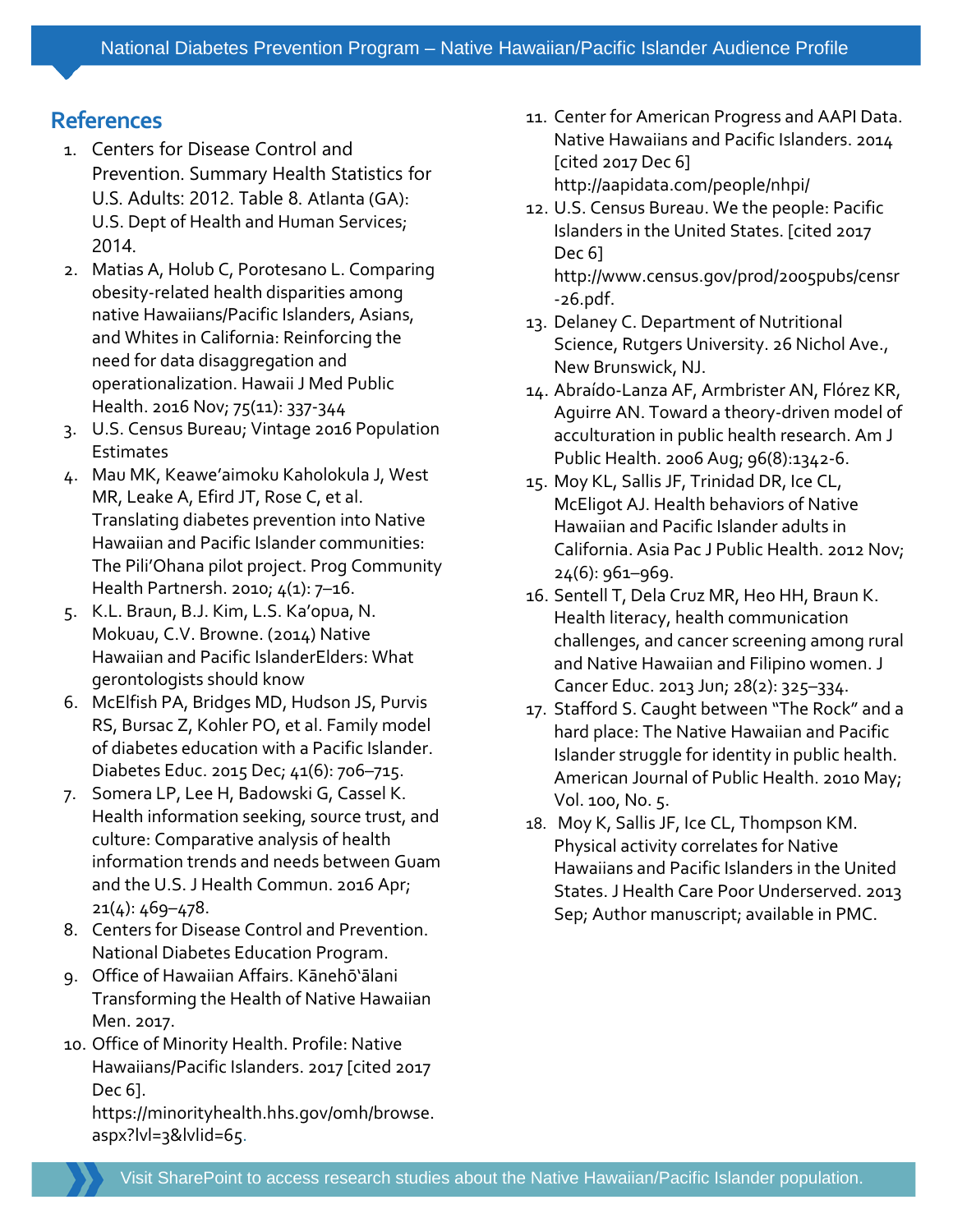## References

1. Centers for Disease Control and Prevention. Summary Health Statistics for U.S. Adults: 2012. Table 8. Atlanta (GA): U.S. Dept of Health and Human Services; 2014.
2. Matias A, Holub C, Porotesano L. Comparing obesity-related health disparities among native Hawaiians/Pacific Islanders, Asians, and Whites in California: Reinforcing the need for data disaggregation and operationalization. Hawaii J Med Public Health. 2016 Nov; 75(11): 337-344
3. U.S. Census Bureau; Vintage 2016 Population Estimates
4. Mau MK, Keawe'aimoku Kaholokula J, West MR, Leake A, Efird JT, Rose C, et al. Translating diabetes prevention into Native Hawaiian and Pacific Islander communities: The Pili'Ohana pilot project. Prog Community Health Partnersh. 2010; 4(1): 7–16.
5. K.L. Braun, B.J. Kim, L.S. Ka'opua, N. Mokuau, C.V. Browne. (2014) Native Hawaiian and Pacific IslanderElders: What gerontologists should know
6. McElfish PA, Bridges MD, Hudson JS, Purvis RS, Bursac Z, Kohler PO, et al. Family model of diabetes education with a Pacific Islander. Diabetes Educ. 2015 Dec; 41(6): 706–715.
7. Somera LP, Lee H, Badowski G, Cassel K. Health information seeking, source trust, and culture: Comparative analysis of health information trends and needs between Guam and the U.S. J Health Commun. 2016 Apr; 21(4): 469–478.
8. Centers for Disease Control and Prevention. National Diabetes Education Program.
9. Office of Hawaiian Affairs. Kānehōʻālani Transforming the Health of Native Hawaiian Men. 2017.
10. Office of Minority Health. Profile: Native Hawaiians/Pacific Islanders. 2017 [cited 2017 Dec 6]. https://minorityhealth.hhs.gov/omh/browse.aspx?lvl=3&lvlid=65.
11. Center for American Progress and AAPI Data. Native Hawaiians and Pacific Islanders. 2014 [cited 2017 Dec 6] http://aapidata.com/people/nhpi/
12. U.S. Census Bureau. We the people: Pacific Islanders in the United States. [cited 2017 Dec 6] http://www.census.gov/prod/2005pubs/censr-26.pdf.
13. Delaney C. Department of Nutritional Science, Rutgers University. 26 Nichol Ave., New Brunswick, NJ.
14. Abraído-Lanza AF, Armbrister AN, Flórez KR, Aguirre AN. Toward a theory-driven model of acculturation in public health research. Am J Public Health. 2006 Aug; 96(8):1342-6.
15. Moy KL, Sallis JF, Trinidad DR, Ice CL, McEligot AJ. Health behaviors of Native Hawaiian and Pacific Islander adults in California. Asia Pac J Public Health. 2012 Nov; 24(6): 961–969.
16. Sentell T, Dela Cruz MR, Heo HH, Braun K. Health literacy, health communication challenges, and cancer screening among rural and Native Hawaiian and Filipino women. J Cancer Educ. 2013 Jun; 28(2): 325–334.
17. Stafford S. Caught between "The Rock" and a hard place: The Native Hawaiian and Pacific Islander struggle for identity in public health. American Journal of Public Health. 2010 May; Vol. 100, No. 5.
18. Moy K, Sallis JF, Ice CL, Thompson KM. Physical activity correlates for Native Hawaiians and Pacific Islanders in the United States. J Health Care Poor Underserved. 2013 Sep; Author manuscript; available in PMC.

Visit SharePoint to access research studies about the Native Hawaiian/Pacific Islander population.